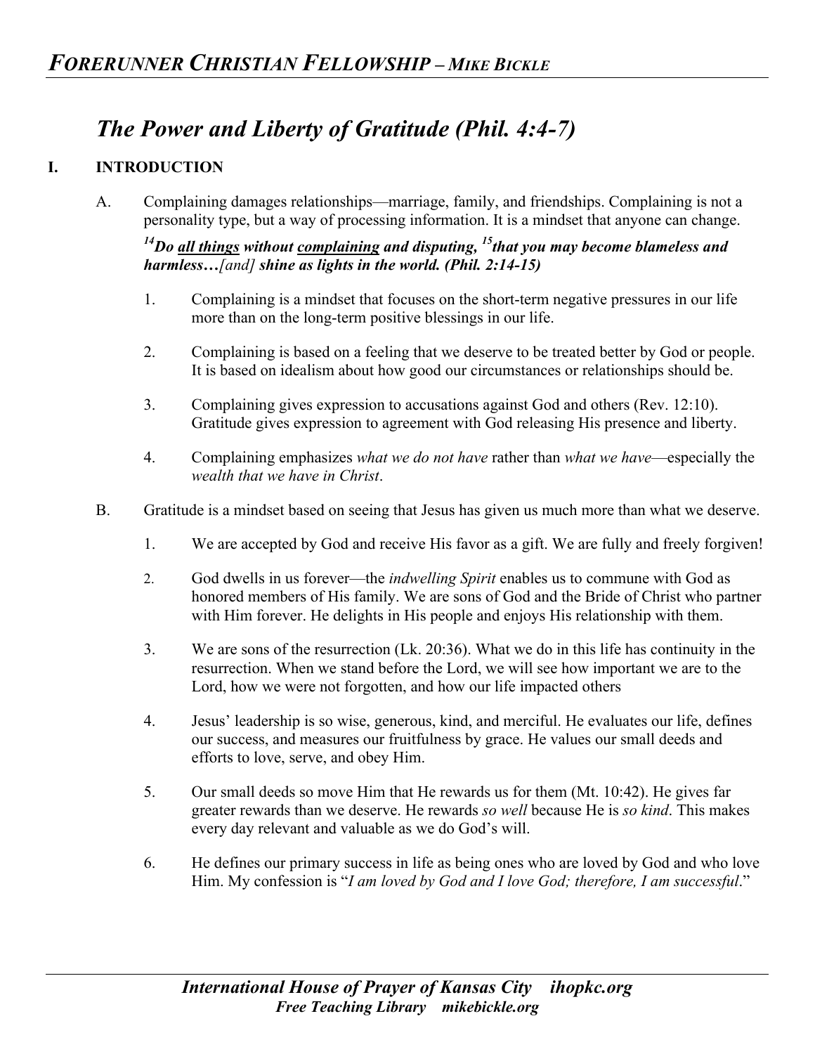# *The Power and Liberty of Gratitude (Phil. 4:4-7)*

## I. INTRODUCTION

A. Complaining damages relationships—marriage, family, and friendships. Complaining is not a personality type, but a way of processing information. It is a mindset that anyone can change.

***[14]Do <u>all things</u> without <u>complaining</u> and disputing, [15]that you may become blameless and harmless…*[and] *shine as lights in the world. (Phil. 2:14-15)***

1. Complaining is a mindset that focuses on the short-term negative pressures in our life more than on the long-term positive blessings in our life.

2. Complaining is based on a feeling that we deserve to be treated better by God or people. It is based on idealism about how good our circumstances or relationships should be.

3. Complaining gives expression to accusations against God and others (Rev. 12:10). Gratitude gives expression to agreement with God releasing His presence and liberty.

4. Complaining emphasizes *what we do not have* rather than *what we have*—especially the *wealth that we have in Christ*.

B. Gratitude is a mindset based on seeing that Jesus has given us much more than what we deserve.

1. We are accepted by God and receive His favor as a gift. We are fully and freely forgiven!

2. God dwells in us forever—the *indwelling Spirit* enables us to commune with God as honored members of His family. We are sons of God and the Bride of Christ who partner with Him forever. He delights in His people and enjoys His relationship with them.

3. We are sons of the resurrection (Lk. 20:36). What we do in this life has continuity in the resurrection. When we stand before the Lord, we will see how important we are to the Lord, how we were not forgotten, and how our life impacted others

4. Jesus' leadership is so wise, generous, kind, and merciful. He evaluates our life, defines our success, and measures our fruitfulness by grace. He values our small deeds and efforts to love, serve, and obey Him.

5. Our small deeds so move Him that He rewards us for them (Mt. 10:42). He gives far greater rewards than we deserve. He rewards *so well* because He is *so kind*. This makes every day relevant and valuable as we do God's will.

6. He defines our primary success in life as being ones who are loved by God and who love Him. My confession is "*I am loved by God and I love God; therefore, I am successful*."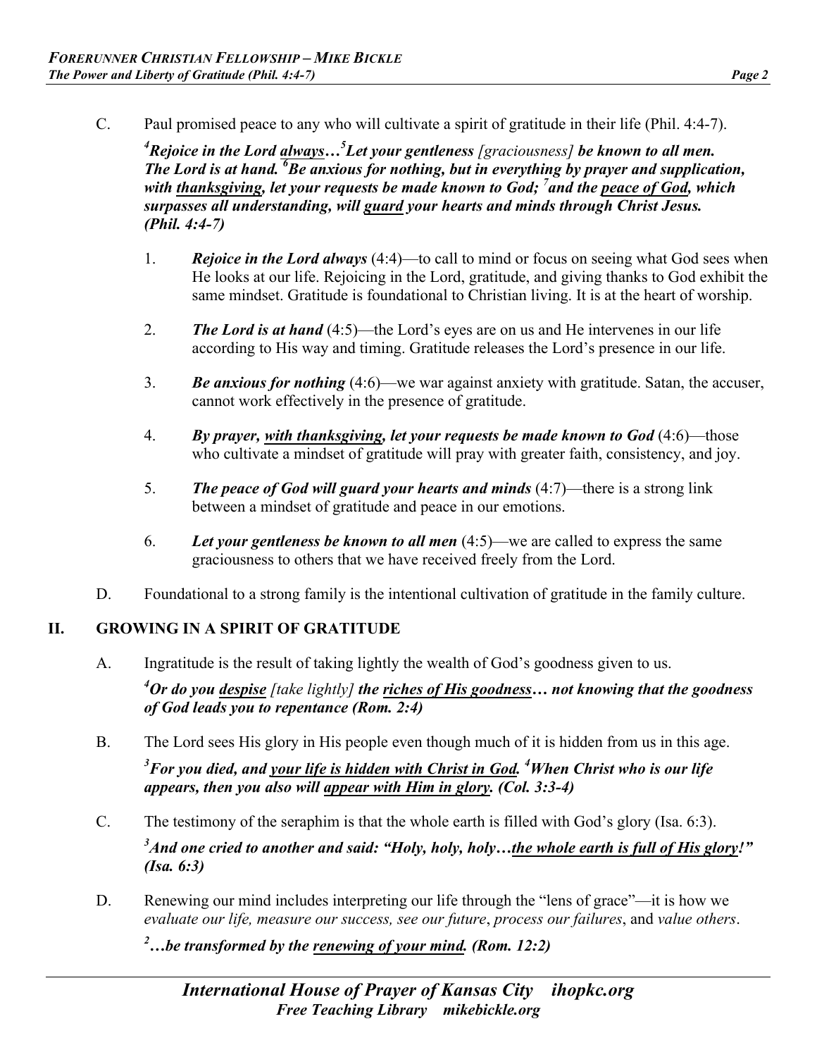C. Paul promised peace to any who will cultivate a spirit of gratitude in their life (Phil. 4:4-7).

***[4]Rejoice in the Lord <u>always</u>…[5]Let your gentleness** [graciousness] **be known to all men. The Lord is at hand. [6]Be anxious for nothing, but in everything by prayer and supplication, with <u>thanksgiving</u>, let your requests be made known to God; [7]and the <u>peace of God</u>, which surpasses all understanding, will <u>guard</u> your hearts and minds through Christ Jesus. (Phil. 4:4-7)***

1. ***Rejoice in the Lord always*** (4:4)—to call to mind or focus on seeing what God sees when He looks at our life. Rejoicing in the Lord, gratitude, and giving thanks to God exhibit the same mindset. Gratitude is foundational to Christian living. It is at the heart of worship.

2. ***The Lord is at hand*** (4:5)—the Lord's eyes are on us and He intervenes in our life according to His way and timing. Gratitude releases the Lord's presence in our life.

3. ***Be anxious for nothing*** (4:6)—we war against anxiety with gratitude. Satan, the accuser, cannot work effectively in the presence of gratitude.

4. ***By prayer, <u>with thanksgiving</u>, let your requests be made known to God*** (4:6)—those who cultivate a mindset of gratitude will pray with greater faith, consistency, and joy.

5. ***The peace of God will guard your hearts and minds*** (4:7)—there is a strong link between a mindset of gratitude and peace in our emotions.

6. ***Let your gentleness be known to all men*** (4:5)—we are called to express the same graciousness to others that we have received freely from the Lord.

D. Foundational to a strong family is the intentional cultivation of gratitude in the family culture.

## II. GROWING IN A SPIRIT OF GRATITUDE

A. Ingratitude is the result of taking lightly the wealth of God's goodness given to us.

***[4]Or do you <u>despise</u>*** *[take lightly]* ***the <u>riches of His goodness</u>… not knowing that the goodness of God leads you to repentance (Rom. 2:4)***

B. The Lord sees His glory in His people even though much of it is hidden from us in this age.

***[3]For you died, and <u>your life is hidden with Christ in God</u>. [4]When Christ who is our life appears, then you also will <u>appear with Him in glory</u>. (Col. 3:3-4)***

C. The testimony of the seraphim is that the whole earth is filled with God's glory (Isa. 6:3).

***[3]And one cried to another and said: "Holy, holy, holy…<u>the whole earth is full of His glory</u>!" (Isa. 6:3)***

D. Renewing our mind includes interpreting our life through the "lens of grace"—it is how we *evaluate our life, measure our success, see our future*, *process our failures*, and *value others*.

***[2]…be transformed by the <u>renewing of your mind</u>. (Rom. 12:2)***